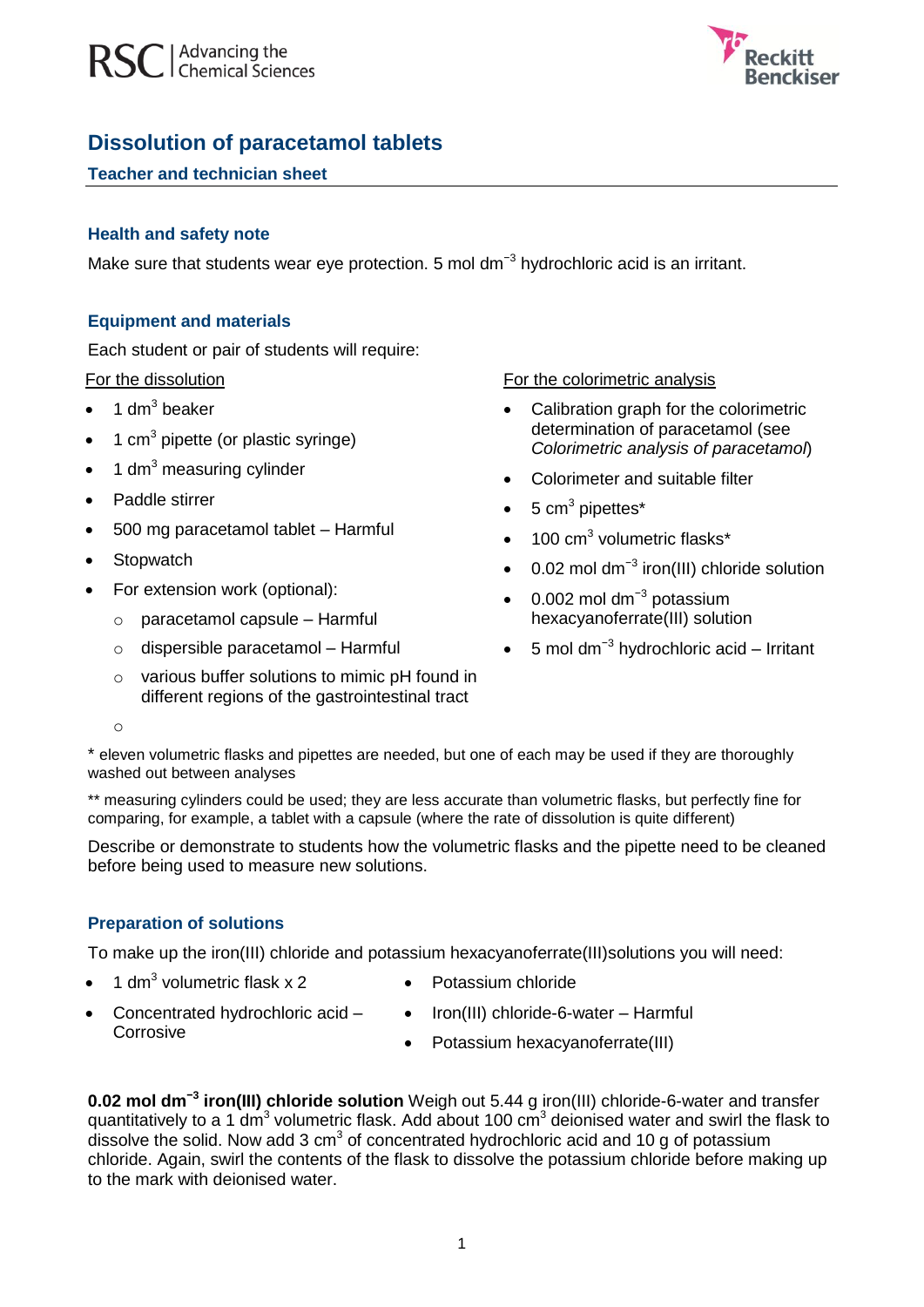# Dissolution of paracetamol tablets

## Teacher and technician sheet

### Health and safety note

Make sure that students wear eye protection. 5 mol $dm^{-3}$ hydrochloric acid is an irritant.

### Equipment and materials

Each student or pair of students will require:

For the dissolution

- 1 $dm^3$ beaker
- 1 $cm^3$ pipette (or plastic syringe)
- 1 $dm^3$ measuring cylinder
- Paddle stirrer
- 500 mg paracetamol tablet – Harmful
- Stopwatch
- For extension work (optional):
  - paracetamol capsule – Harmful
  - dispersible paracetamol – Harmful
  - various buffer solutions to mimic pH found in different regions of the gastrointestinal tract
  - 

For the colorimetric analysis

- Calibration graph for the colorimetric determination of paracetamol (see *Colorimetric analysis of paracetamol*)
- Colorimeter and suitable filter
- 5 $cm^3$ pipettes*
- 100 $cm^3$ volumetric flasks*
- 0.02 mol $dm^{-3}$ iron(III) chloride solution
- 0.002 mol $dm^{-3}$ potassium hexacyanoferrate(III) solution
- 5 mol $dm^{-3}$ hydrochloric acid – Irritant

\* eleven volumetric flasks and pipettes are needed, but one of each may be used if they are thoroughly washed out between analyses

\*\* measuring cylinders could be used; they are less accurate than volumetric flasks, but perfectly fine for comparing, for example, a tablet with a capsule (where the rate of dissolution is quite different)

Describe or demonstrate to students how the volumetric flasks and the pipette need to be cleaned before being used to measure new solutions.

### Preparation of solutions

To make up the iron(III) chloride and potassium hexacyanoferrate(III)solutions you will need:

- 1 $dm^3$ volumetric flask x 2
- Concentrated hydrochloric acid – Corrosive
- Potassium chloride
- Iron(III) chloride-6-water – Harmful
- Potassium hexacyanoferrate(III)

**0.02 mol $dm^{-3}$ iron(III) chloride solution** Weigh out 5.44 g iron(III) chloride-6-water and transfer quantitatively to a 1 $dm^3$ volumetric flask. Add about 100 $cm^3$ deionised water and swirl the flask to dissolve the solid. Now add 3 $cm^3$ of concentrated hydrochloric acid and 10 g of potassium chloride. Again, swirl the contents of the flask to dissolve the potassium chloride before making up to the mark with deionised water.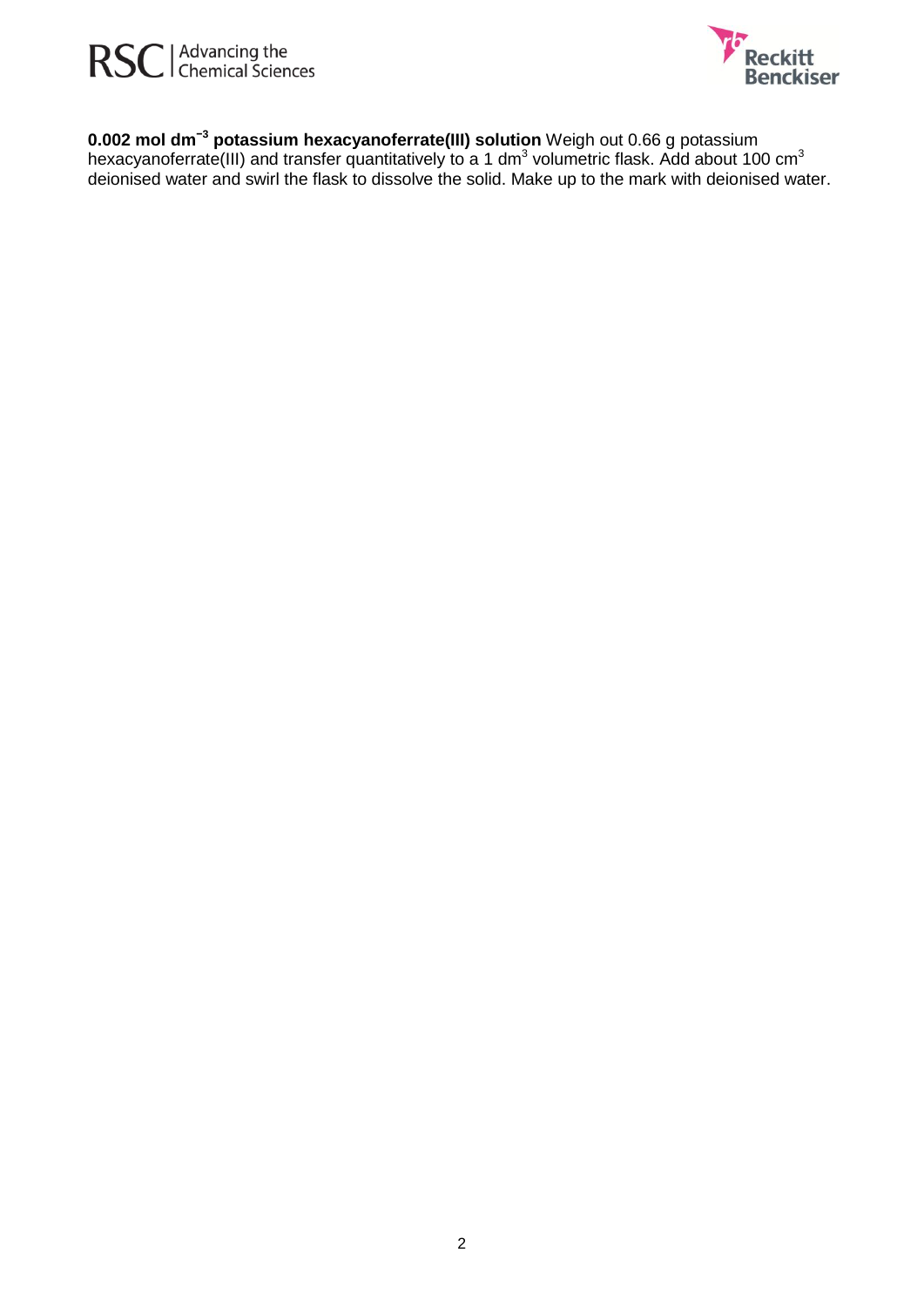**0.002 mol dm$^{-3}$ potassium hexacyanoferrate(III) solution** Weigh out 0.66 g potassium hexacyanoferrate(III) and transfer quantitatively to a 1 dm$^3$ volumetric flask. Add about 100 cm$^3$ deionised water and swirl the flask to dissolve the solid. Make up to the mark with deionised water.